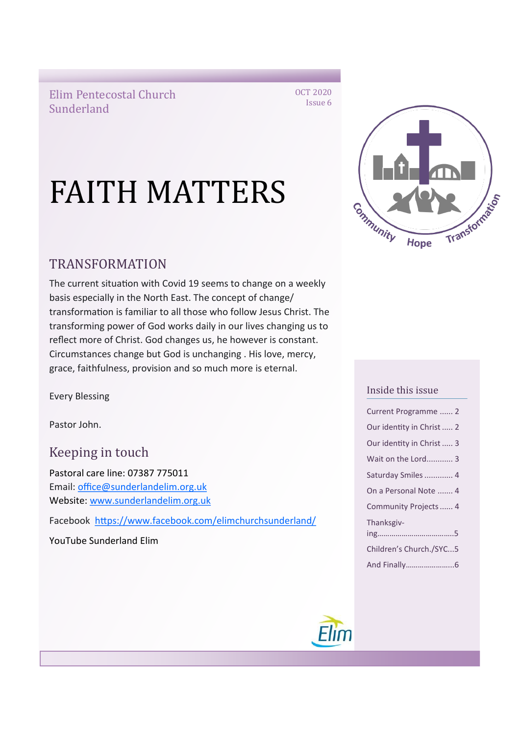Elim Pentecostal Church Sunderland

OCT 2020
Issue 6

# FAITH MATTERS

## TRANSFORMATION

The current situation with Covid 19 seems to change on a weekly basis especially in the North East. The concept of change/ transformation is familiar to all those who follow Jesus Christ. The transforming power of God works daily in our lives changing us to reflect more of Christ. God changes us, he however is constant. Circumstances change but God is unchanging . His love, mercy, grace, faithfulness, provision and so much more is eternal.

Every Blessing

Pastor John.

## Keeping in touch

Pastoral care line: 07387 775011
Email: office@sunderlandelim.org.uk
Website: www.sunderlandelim.org.uk

Facebook https://www.facebook.com/elimchurchsunderland/

YouTube Sunderland Elim

### Inside this issue

- Current Programme ...... 2
- Our identity in Christ ..... 2
- Our identity in Christ ..... 3
- Wait on the Lord........... 3
- Saturday Smiles ............. 4
- On a Personal Note ....... 4
- Community Projects ...... 4
- Thanksgiving.....................................5
- Children's Church./SYC...5
- And Finally.........................6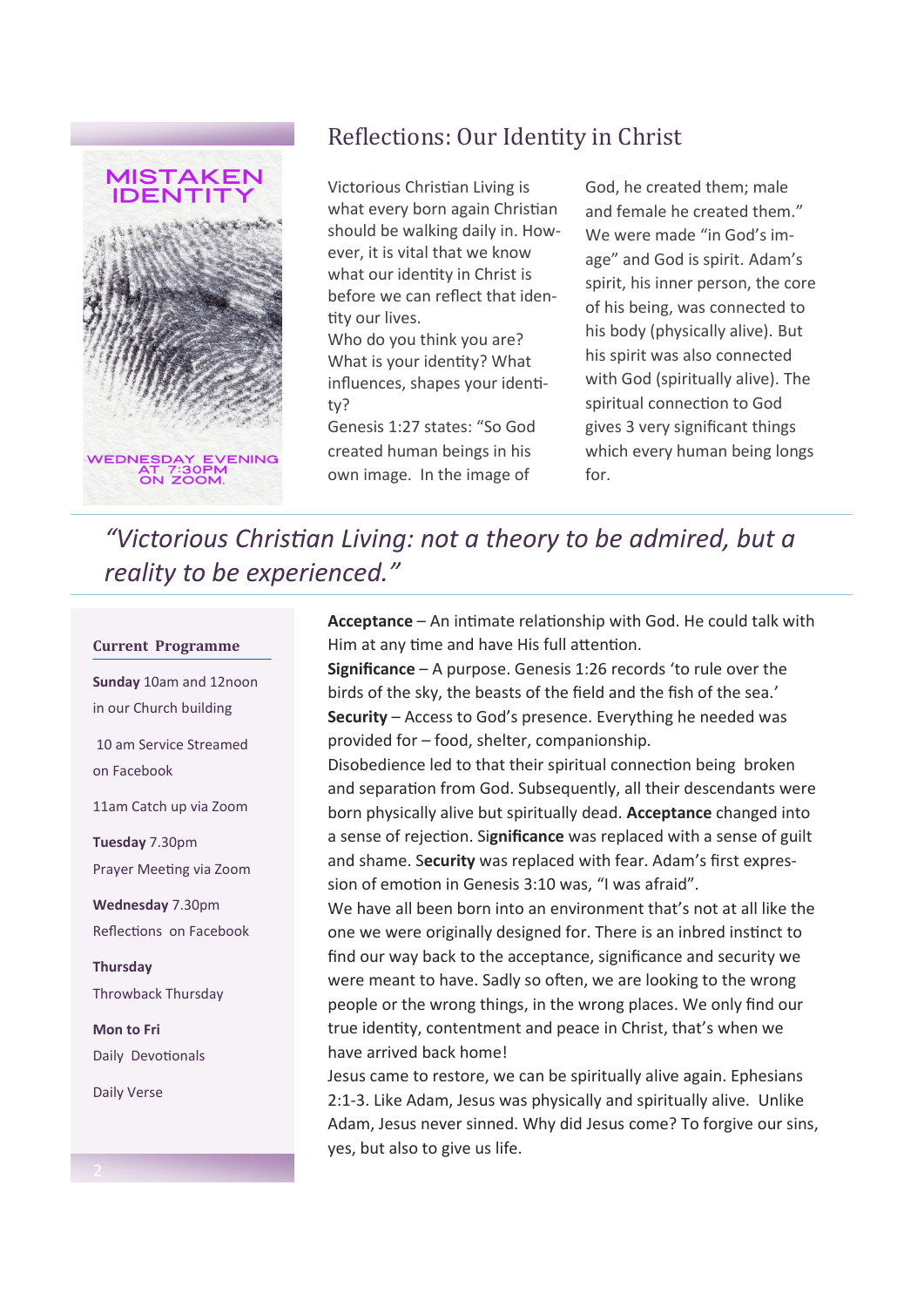MISTAKEN IDENTITY

WEDNESDAY EVENING AT 7:30PM ON ZOOM.

## Reflections: Our Identity in Christ

Victorious Christian Living is what every born again Christian should be walking daily in. However, it is vital that we know what our identity in Christ is before we can reflect that identity our lives.

Who do you think you are? What is your identity? What influences, shapes your identity?

Genesis 1:27 states: "So God created human beings in his own image. In the image of God, he created them; male and female he created them." We were made "in God's image" and God is spirit. Adam's spirit, his inner person, the core of his being, was connected to his body (physically alive). But his spirit was also connected with God (spiritually alive). The spiritual connection to God gives 3 very significant things which every human being longs for.

*"Victorious Christian Living: not a theory to be admired, but a reality to be experienced."*

### Current Programme

**Sunday** 10am and 12noon in our Church building

10 am Service Streamed on Facebook

11am Catch up via Zoom

**Tuesday** 7.30pm Prayer Meeting via Zoom

**Wednesday** 7.30pm Reflections on Facebook

**Thursday** Throwback Thursday

**Mon to Fri** Daily Devotionals

Daily Verse

**Acceptance** – An intimate relationship with God. He could talk with Him at any time and have His full attention.

**Significance** – A purpose. Genesis 1:26 records 'to rule over the birds of the sky, the beasts of the field and the fish of the sea.'

**Security** – Access to God's presence. Everything he needed was provided for – food, shelter, companionship.

Disobedience led to that their spiritual connection being broken and separation from God. Subsequently, all their descendants were born physically alive but spiritually dead. **Acceptance** changed into a sense of rejection. Si**gnificance** was replaced with a sense of guilt and shame. S**ecurity** was replaced with fear. Adam's first expression of emotion in Genesis 3:10 was, "I was afraid".

We have all been born into an environment that's not at all like the one we were originally designed for. There is an inbred instinct to find our way back to the acceptance, significance and security we were meant to have. Sadly so often, we are looking to the wrong people or the wrong things, in the wrong places. We only find our true identity, contentment and peace in Christ, that's when we have arrived back home!

Jesus came to restore, we can be spiritually alive again. Ephesians 2:1-3. Like Adam, Jesus was physically and spiritually alive. Unlike Adam, Jesus never sinned. Why did Jesus come? To forgive our sins, yes, but also to give us life.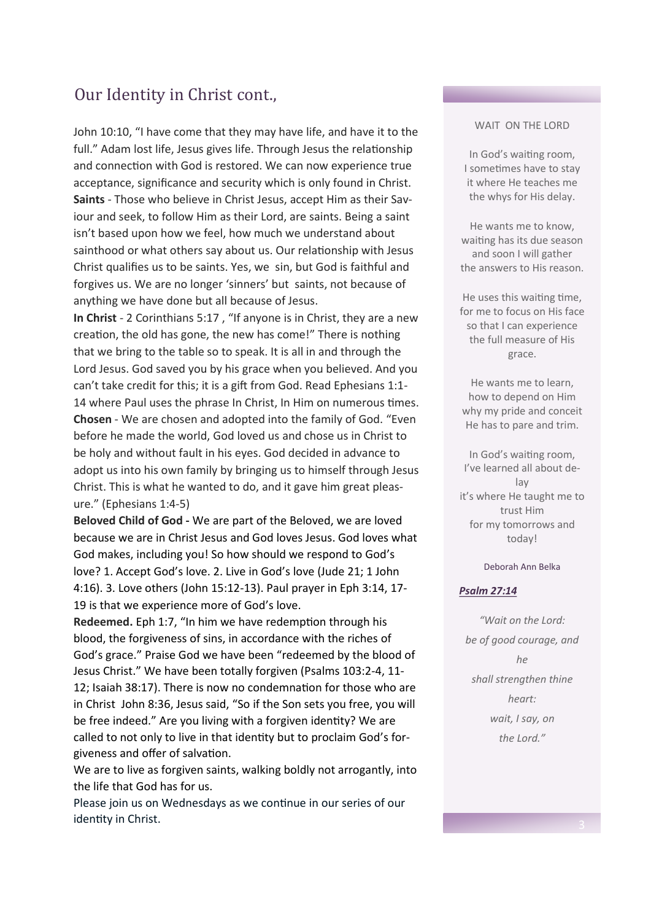## Our Identity in Christ cont.,

John 10:10, "I have come that they may have life, and have it to the full." Adam lost life, Jesus gives life. Through Jesus the relationship and connection with God is restored. We can now experience true acceptance, significance and security which is only found in Christ.

**Saints** - Those who believe in Christ Jesus, accept Him as their Saviour and seek, to follow Him as their Lord, are saints. Being a saint isn't based upon how we feel, how much we understand about sainthood or what others say about us. Our relationship with Jesus Christ qualifies us to be saints. Yes, we sin, but God is faithful and forgives us. We are no longer 'sinners' but saints, not because of anything we have done but all because of Jesus.

**In Christ** - 2 Corinthians 5:17 , "If anyone is in Christ, they are a new creation, the old has gone, the new has come!" There is nothing that we bring to the table so to speak. It is all in and through the Lord Jesus. God saved you by his grace when you believed. And you can't take credit for this; it is a gift from God. Read Ephesians 1:1-14 where Paul uses the phrase In Christ, In Him on numerous times.

**Chosen** - We are chosen and adopted into the family of God. "Even before he made the world, God loved us and chose us in Christ to be holy and without fault in his eyes. God decided in advance to adopt us into his own family by bringing us to himself through Jesus Christ. This is what he wanted to do, and it gave him great pleasure." (Ephesians 1:4-5)

**Beloved Child of God -** We are part of the Beloved, we are loved because we are in Christ Jesus and God loves Jesus. God loves what God makes, including you! So how should we respond to God's love? 1. Accept God's love. 2. Live in God's love (Jude 21; 1 John 4:16). 3. Love others (John 15:12-13). Paul prayer in Eph 3:14, 17-19 is that we experience more of God's love.

**Redeemed.** Eph 1:7, "In him we have redemption through his blood, the forgiveness of sins, in accordance with the riches of God's grace." Praise God we have been "redeemed by the blood of Jesus Christ." We have been totally forgiven (Psalms 103:2-4, 11-12; Isaiah 38:17). There is now no condemnation for those who are in Christ John 8:36, Jesus said, "So if the Son sets you free, you will be free indeed." Are you living with a forgiven identity? We are called to not only to live in that identity but to proclaim God's forgiveness and offer of salvation.

We are to live as forgiven saints, walking boldly not arrogantly, into the life that God has for us.

Please join us on Wednesdays as we continue in our series of our identity in Christ.

### WAIT ON THE LORD

In God's waiting room,
I sometimes have to stay
it where He teaches me
the whys for His delay.

He wants me to know,
waiting has its due season
and soon I will gather
the answers to His reason.

He uses this waiting time,
for me to focus on His face
so that I can experience
the full measure of His
grace.

He wants me to learn,
how to depend on Him
why my pride and conceit
He has to pare and trim.

In God's waiting room,
I've learned all about delay
it's where He taught me to
trust Him
for my tomorrows and
today!

Deborah Ann Belka

***Psalm 27:14***

*"Wait on the Lord:*
*be of good courage, and*
*he*
*shall strengthen thine*
*heart:*
*wait, I say, on*
*the Lord."*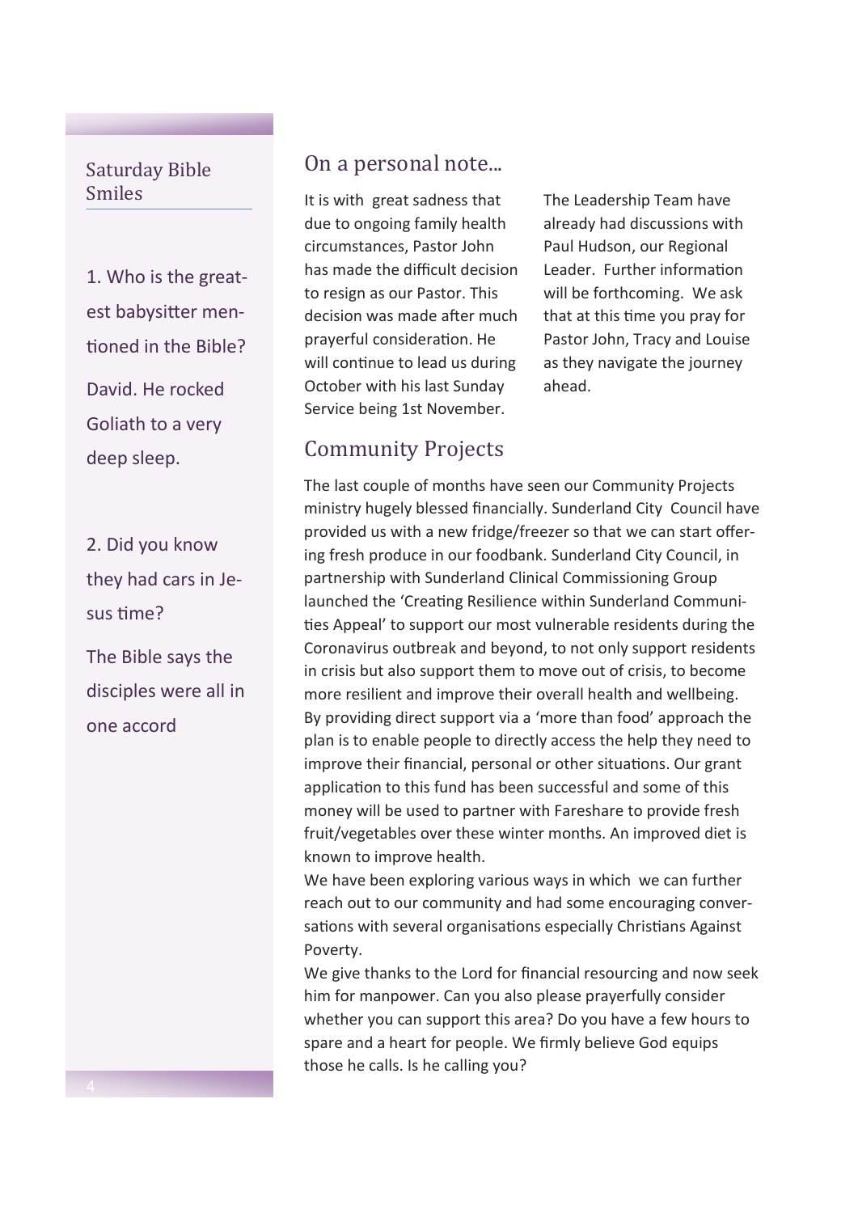## Saturday Bible Smiles

1. Who is the greatest babysitter mentioned in the Bible?

David. He rocked Goliath to a very deep sleep.

2. Did you know they had cars in Jesus time?

The Bible says the disciples were all in one accord

## On a personal note...

It is with great sadness that due to ongoing family health circumstances, Pastor John has made the difficult decision to resign as our Pastor. This decision was made after much prayerful consideration. He will continue to lead us during October with his last Sunday Service being 1st November.

The Leadership Team have already had discussions with Paul Hudson, our Regional Leader. Further information will be forthcoming. We ask that at this time you pray for Pastor John, Tracy and Louise as they navigate the journey ahead.

## Community Projects

The last couple of months have seen our Community Projects ministry hugely blessed financially. Sunderland City Council have provided us with a new fridge/freezer so that we can start offering fresh produce in our foodbank. Sunderland City Council, in partnership with Sunderland Clinical Commissioning Group launched the 'Creating Resilience within Sunderland Communities Appeal' to support our most vulnerable residents during the Coronavirus outbreak and beyond, to not only support residents in crisis but also support them to move out of crisis, to become more resilient and improve their overall health and wellbeing. By providing direct support via a 'more than food' approach the plan is to enable people to directly access the help they need to improve their financial, personal or other situations. Our grant application to this fund has been successful and some of this money will be used to partner with Fareshare to provide fresh fruit/vegetables over these winter months. An improved diet is known to improve health.

We have been exploring various ways in which we can further reach out to our community and had some encouraging conversations with several organisations especially Christians Against Poverty.

We give thanks to the Lord for financial resourcing and now seek him for manpower. Can you also please prayerfully consider whether you can support this area? Do you have a few hours to spare and a heart for people. We firmly believe God equips those he calls. Is he calling you?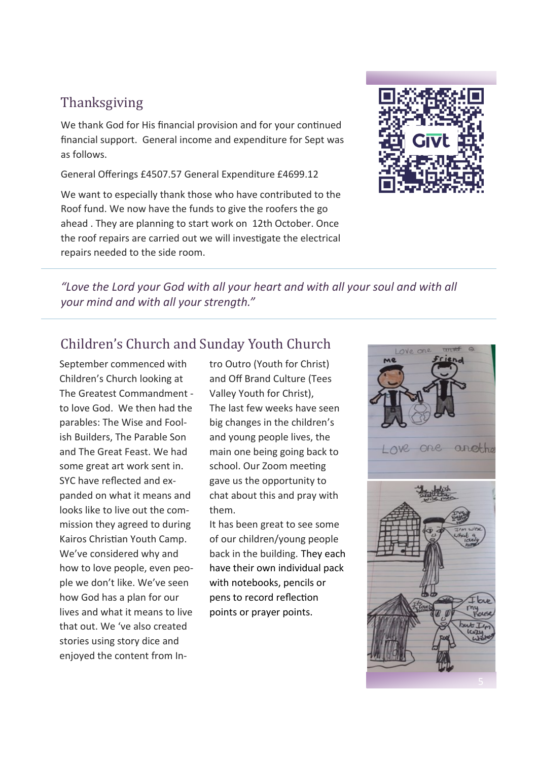## Thanksgiving

We thank God for His financial provision and for your continued financial support. General income and expenditure for Sept was as follows.

General Offerings £4507.57 General Expenditure £4699.12

We want to especially thank those who have contributed to the Roof fund. We now have the funds to give the roofers the go ahead . They are planning to start work on 12th October. Once the roof repairs are carried out we will investigate the electrical repairs needed to the side room.

*"Love the Lord your God with all your heart and with all your soul and with all your mind and with all your strength."*

## Children's Church and Sunday Youth Church

September commenced with Children's Church looking at The Greatest Commandment - to love God. We then had the parables: The Wise and Foolish Builders, The Parable Son and The Great Feast. We had some great art work sent in. SYC have reflected and expanded on what it means and looks like to live out the commission they agreed to during Kairos Christian Youth Camp. We've considered why and how to love people, even people we don't like. We've seen how God has a plan for our lives and what it means to live that out. We 've also created stories using story dice and enjoyed the content from Intro Outro (Youth for Christ) and Off Brand Culture (Tees Valley Youth for Christ), The last few weeks have seen big changes in the children's and young people lives, the main one being going back to school. Our Zoom meeting gave us the opportunity to chat about this and pray with them.

It has been great to see some of our children/young people back in the building. They each have their own individual pack with notebooks, pencils or pens to record reflection points or prayer points.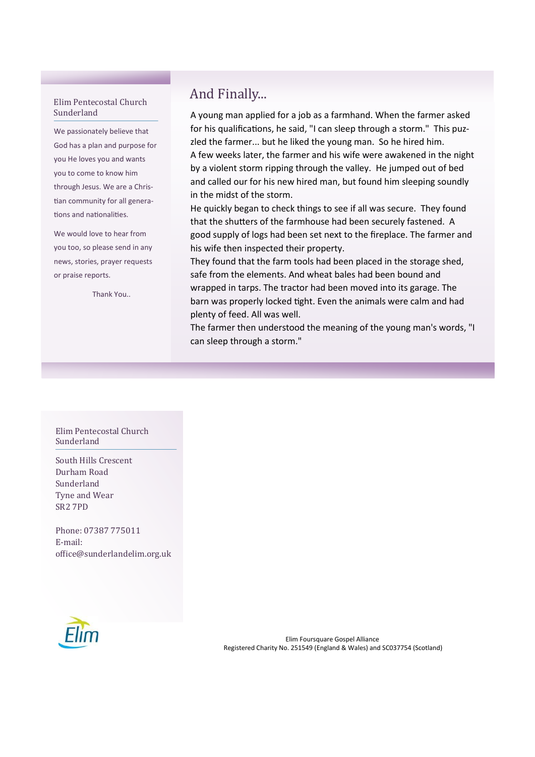Elim Pentecostal Church Sunderland

We passionately believe that God has a plan and purpose for you He loves you and wants you to come to know him through Jesus. We are a Christian community for all generations and nationalities.

We would love to hear from you too, so please send in any news, stories, prayer requests or praise reports.

Thank You..

## And Finally...

A young man applied for a job as a farmhand. When the farmer asked for his qualifications, he said, "I can sleep through a storm." This puzzled the farmer... but he liked the young man. So he hired him.

A few weeks later, the farmer and his wife were awakened in the night by a violent storm ripping through the valley. He jumped out of bed and called our for his new hired man, but found him sleeping soundly in the midst of the storm.

He quickly began to check things to see if all was secure. They found that the shutters of the farmhouse had been securely fastened. A good supply of logs had been set next to the fireplace. The farmer and his wife then inspected their property.

They found that the farm tools had been placed in the storage shed, safe from the elements. And wheat bales had been bound and wrapped in tarps. The tractor had been moved into its garage. The barn was properly locked tight. Even the animals were calm and had plenty of feed. All was well.

The farmer then understood the meaning of the young man's words, "I can sleep through a storm."

Elim Pentecostal Church Sunderland

South Hills Crescent
Durham Road
Sunderland
Tyne and Wear
SR2 7PD

Phone: 07387 775011
E-mail:
office@sunderlandelim.org.uk

Elim

Elim Foursquare Gospel Alliance
Registered Charity No. 251549 (England & Wales) and SC037754 (Scotland)